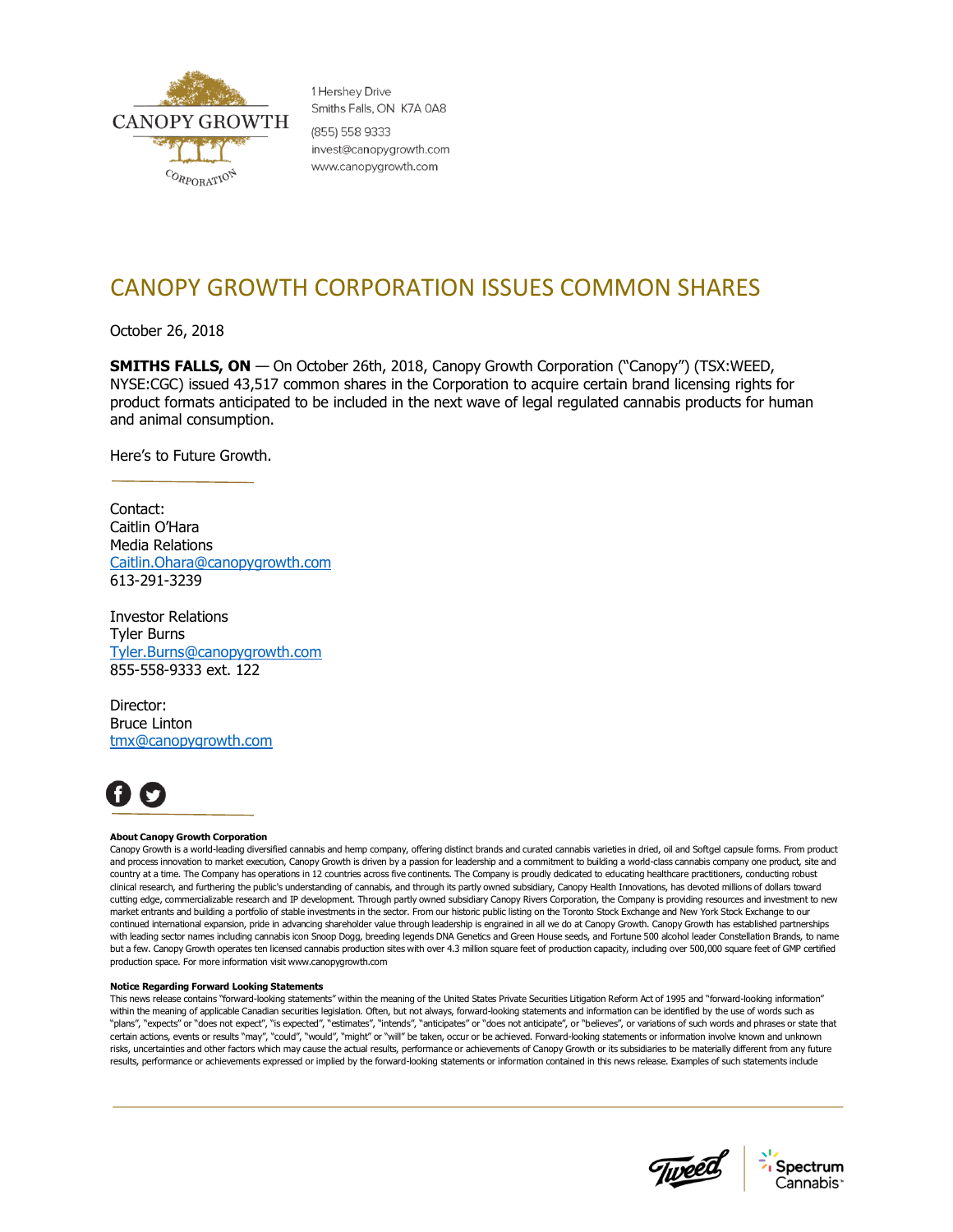1 Hershey Drive
Smiths Falls, ON K7A 0A8
(855) 558 9333
invest@canopygrowth.com
www.canopygrowth.com

# CANOPY GROWTH CORPORATION ISSUES COMMON SHARES

October 26, 2018

**SMITHS FALLS, ON** — On October 26th, 2018, Canopy Growth Corporation ("Canopy") (TSX:WEED, NYSE:CGC) issued 43,517 common shares in the Corporation to acquire certain brand licensing rights for product formats anticipated to be included in the next wave of legal regulated cannabis products for human and animal consumption.

Here's to Future Growth.

Contact:
Caitlin O'Hara
Media Relations
Caitlin.Ohara@canopygrowth.com
613-291-3239

Investor Relations
Tyler Burns
Tyler.Burns@canopygrowth.com
855-558-9333 ext. 122

Director:
Bruce Linton
tmx@canopygrowth.com

**About Canopy Growth Corporation**
Canopy Growth is a world-leading diversified cannabis and hemp company, offering distinct brands and curated cannabis varieties in dried, oil and Softgel capsule forms. From product and process innovation to market execution, Canopy Growth is driven by a passion for leadership and a commitment to building a world-class cannabis company one product, site and country at a time. The Company has operations in 12 countries across five continents. The Company is proudly dedicated to educating healthcare practitioners, conducting robust clinical research, and furthering the public's understanding of cannabis, and through its partly owned subsidiary, Canopy Health Innovations, has devoted millions of dollars toward cutting edge, commercializable research and IP development. Through partly owned subsidiary Canopy Rivers Corporation, the Company is providing resources and investment to new market entrants and building a portfolio of stable investments in the sector. From our historic public listing on the Toronto Stock Exchange and New York Stock Exchange to our continued international expansion, pride in advancing shareholder value through leadership is engrained in all we do at Canopy Growth. Canopy Growth has established partnerships with leading sector names including cannabis icon Snoop Dogg, breeding legends DNA Genetics and Green House seeds, and Fortune 500 alcohol leader Constellation Brands, to name but a few. Canopy Growth operates ten licensed cannabis production sites with over 4.3 million square feet of production capacity, including over 500,000 square feet of GMP certified production space. For more information visit www.canopygrowth.com

**Notice Regarding Forward Looking Statements**
This news release contains "forward-looking statements" within the meaning of the United States Private Securities Litigation Reform Act of 1995 and "forward-looking information" within the meaning of applicable Canadian securities legislation. Often, but not always, forward-looking statements and information can be identified by the use of words such as "plans", "expects" or "does not expect", "is expected", "estimates", "intends", "anticipates" or "does not anticipate", or "believes", or variations of such words and phrases or state that certain actions, events or results "may", "could", "would", "might" or "will" be taken, occur or be achieved. Forward-looking statements or information involve known and unknown risks, uncertainties and other factors which may cause the actual results, performance or achievements of Canopy Growth or its subsidiaries to be materially different from any future results, performance or achievements expressed or implied by the forward-looking statements or information contained in this news release. Examples of such statements include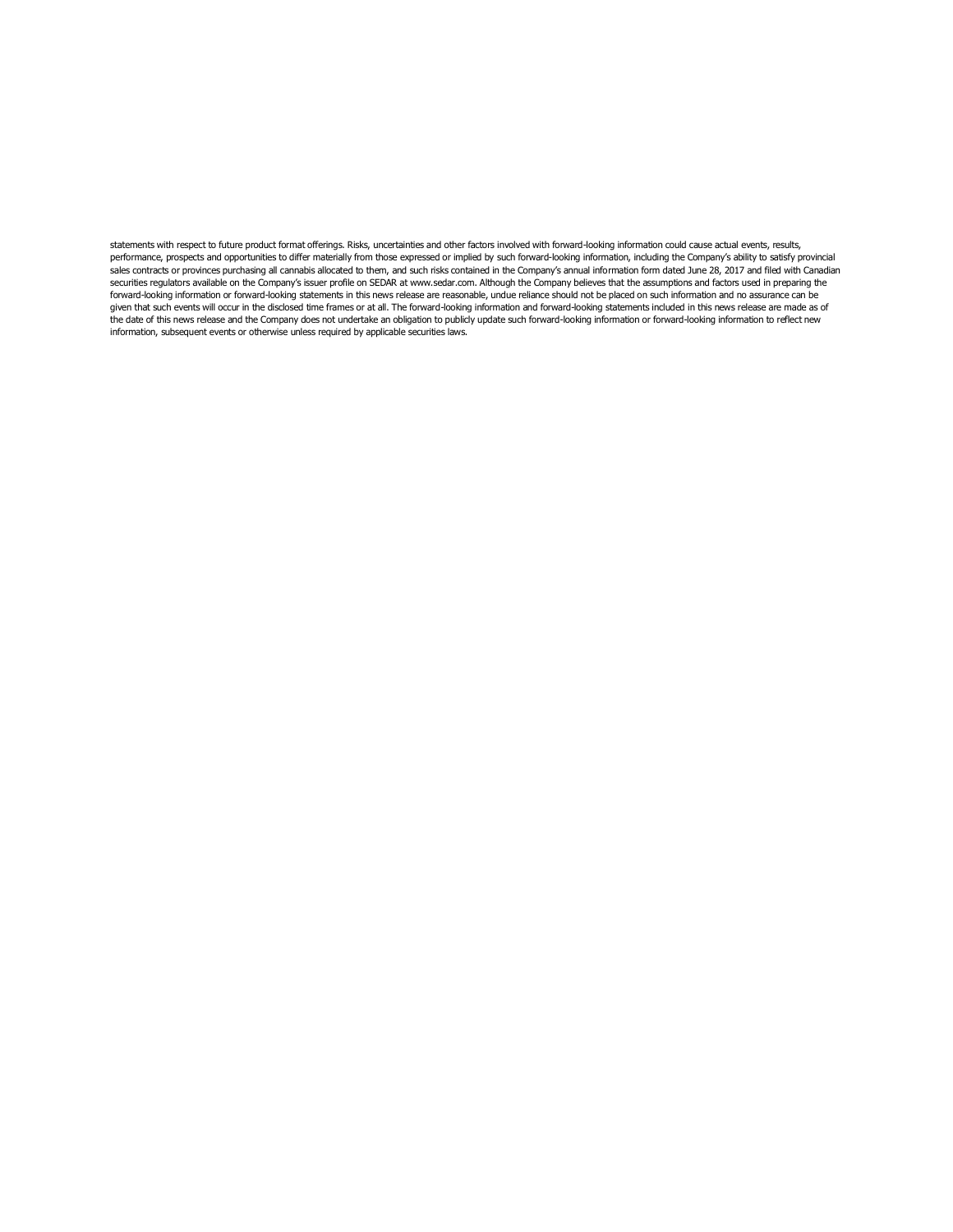statements with respect to future product format offerings. Risks, uncertainties and other factors involved with forward-looking information could cause actual events, results, performance, prospects and opportunities to differ materially from those expressed or implied by such forward-looking information, including the Company's ability to satisfy provincial sales contracts or provinces purchasing all cannabis allocated to them, and such risks contained in the Company's annual information form dated June 28, 2017 and filed with Canadian securities regulators available on the Company's issuer profile on SEDAR at www.sedar.com. Although the Company believes that the assumptions and factors used in preparing the forward-looking information or forward-looking statements in this news release are reasonable, undue reliance should not be placed on such information and no assurance can be given that such events will occur in the disclosed time frames or at all. The forward-looking information and forward-looking statements included in this news release are made as of the date of this news release and the Company does not undertake an obligation to publicly update such forward-looking information or forward-looking information to reflect new information, subsequent events or otherwise unless required by applicable securities laws.